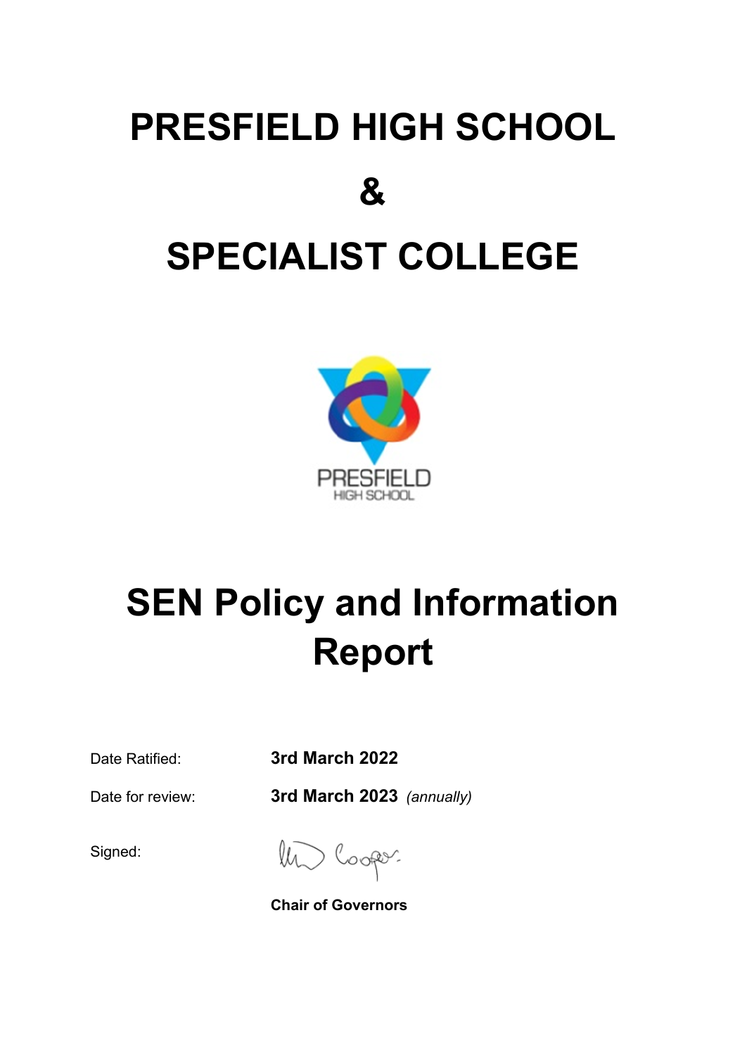# PRESFIELD HIGH SCHOOL

# &

# SPECIALIST COLLEGE

# SEN Policy and Information Report

| | |
|---|---|
| Date Ratified: | **3rd March 2022** |
| Date for review: | **3rd March 2023** *(annually)* |
| Signed: | |
| | **Chair of Governors** |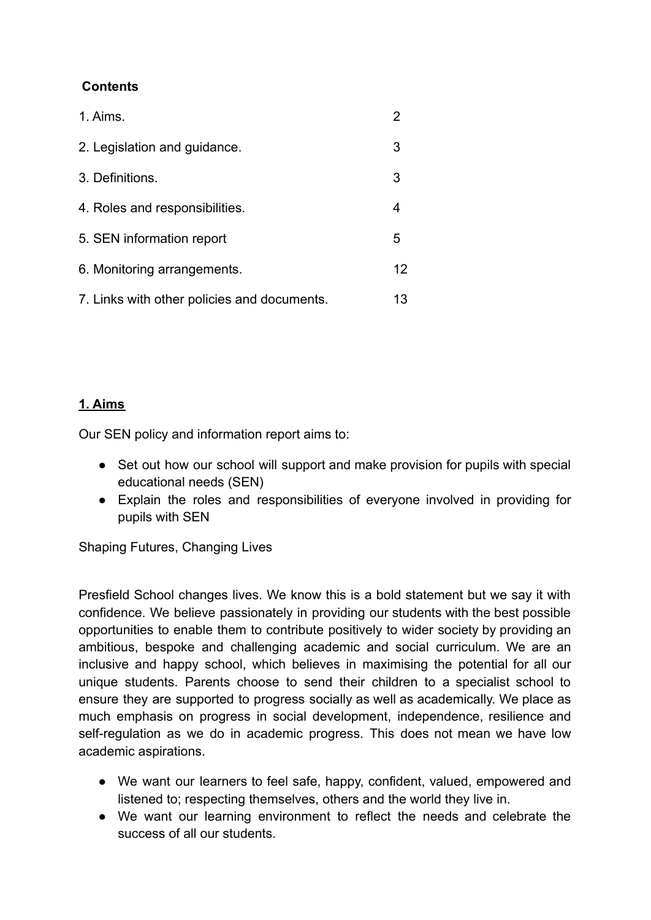**Contents**

| | |
|---|---|
| 1. Aims. | 2 |
| 2. Legislation and guidance. | 3 |
| 3. Definitions. | 3 |
| 4. Roles and responsibilities. | 4 |
| 5. SEN information report | 5 |
| 6. Monitoring arrangements. | 12 |
| 7. Links with other policies and documents. | 13 |

## 1. Aims

Our SEN policy and information report aims to:

- Set out how our school will support and make provision for pupils with special educational needs (SEN)
- Explain the roles and responsibilities of everyone involved in providing for pupils with SEN

Shaping Futures, Changing Lives

Presfield School changes lives. We know this is a bold statement but we say it with confidence. We believe passionately in providing our students with the best possible opportunities to enable them to contribute positively to wider society by providing an ambitious, bespoke and challenging academic and social curriculum. We are an inclusive and happy school, which believes in maximising the potential for all our unique students. Parents choose to send their children to a specialist school to ensure they are supported to progress socially as well as academically. We place as much emphasis on progress in social development, independence, resilience and self-regulation as we do in academic progress. This does not mean we have low academic aspirations.

- We want our learners to feel safe, happy, confident, valued, empowered and listened to; respecting themselves, others and the world they live in.
- We want our learning environment to reflect the needs and celebrate the success of all our students.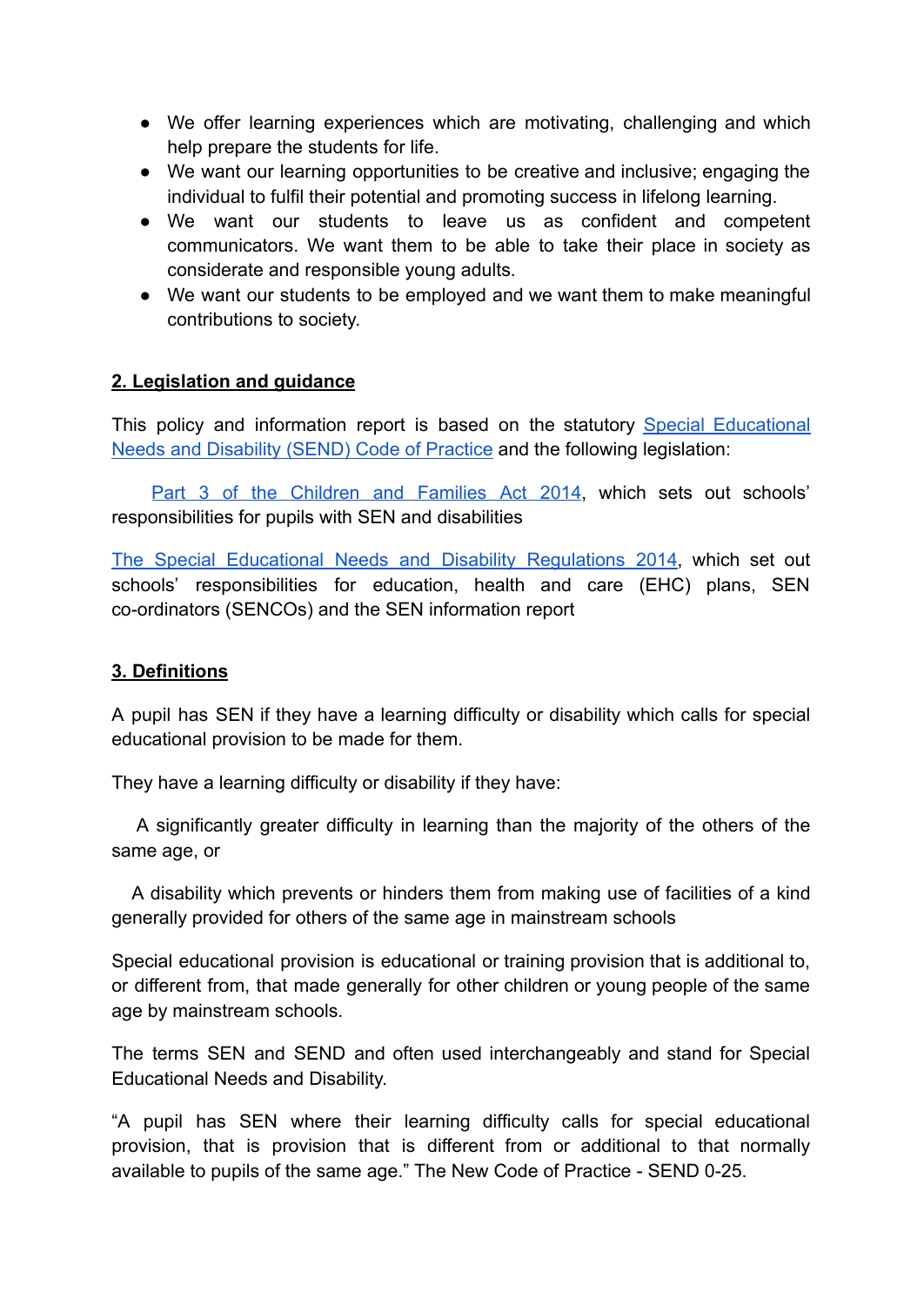- We offer learning experiences which are motivating, challenging and which help prepare the students for life.
- We want our learning opportunities to be creative and inclusive; engaging the individual to fulfil their potential and promoting success in lifelong learning.
- We want our students to leave us as confident and competent communicators. We want them to be able to take their place in society as considerate and responsible young adults.
- We want our students to be employed and we want them to make meaningful contributions to society.

## 2. Legislation and guidance

This policy and information report is based on the statutory [Special Educational Needs and Disability (SEND) Code of Practice]() and the following legislation:

[Part 3 of the Children and Families Act 2014](), which sets out schools' responsibilities for pupils with SEN and disabilities

[The Special Educational Needs and Disability Regulations 2014](), which set out schools' responsibilities for education, health and care (EHC) plans, SEN co-ordinators (SENCOs) and the SEN information report

## 3. Definitions

A pupil has SEN if they have a learning difficulty or disability which calls for special educational provision to be made for them.

They have a learning difficulty or disability if they have:

A significantly greater difficulty in learning than the majority of the others of the same age, or

A disability which prevents or hinders them from making use of facilities of a kind generally provided for others of the same age in mainstream schools

Special educational provision is educational or training provision that is additional to, or different from, that made generally for other children or young people of the same age by mainstream schools.

The terms SEN and SEND and often used interchangeably and stand for Special Educational Needs and Disability.

"A pupil has SEN where their learning difficulty calls for special educational provision, that is provision that is different from or additional to that normally available to pupils of the same age." The New Code of Practice - SEND 0-25.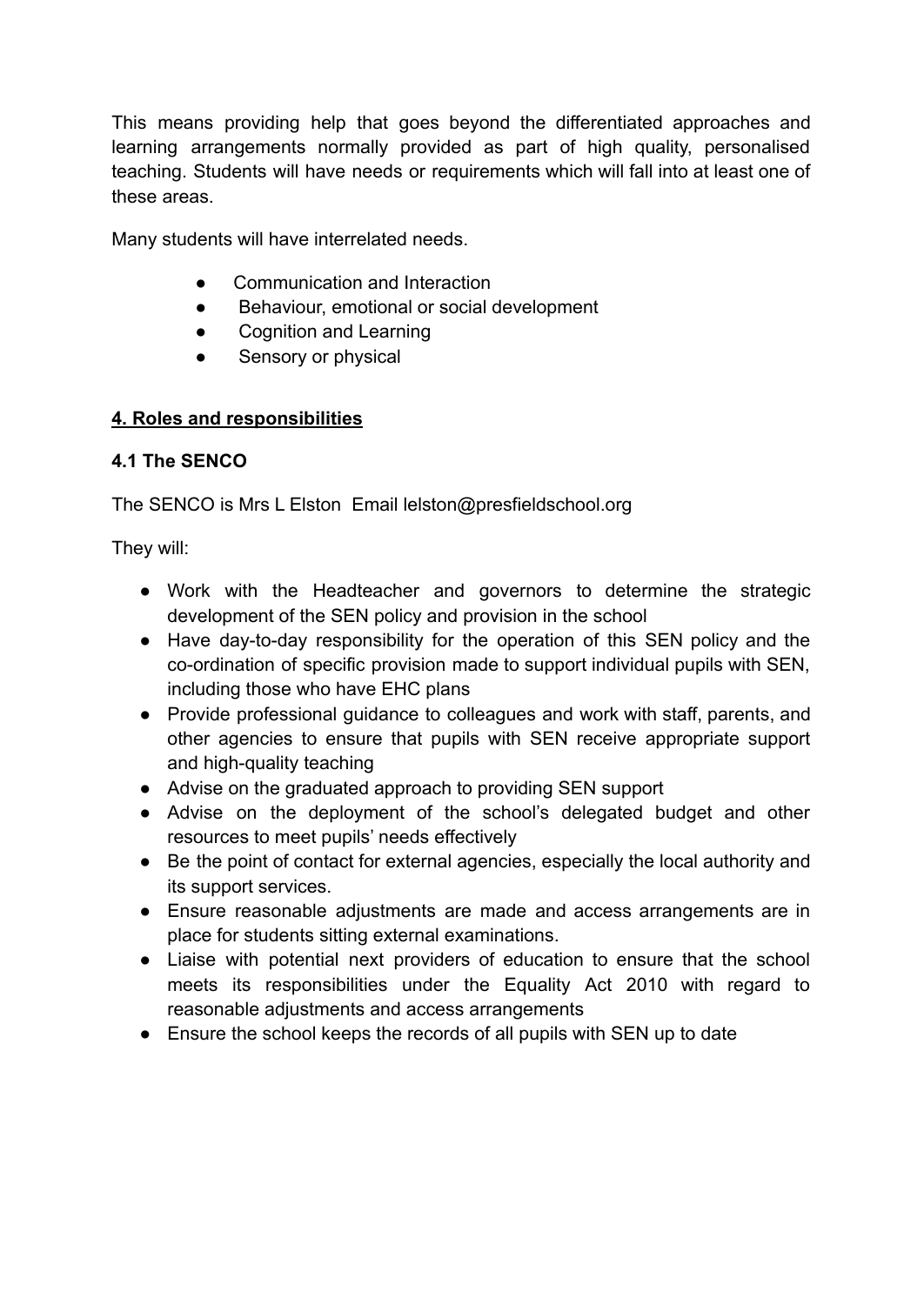This means providing help that goes beyond the differentiated approaches and learning arrangements normally provided as part of high quality, personalised teaching. Students will have needs or requirements which will fall into at least one of these areas.

Many students will have interrelated needs.

- Communication and Interaction
- Behaviour, emotional or social development
- Cognition and Learning
- Sensory or physical

## 4. Roles and responsibilities

### 4.1 The SENCO

The SENCO is Mrs L Elston Email lelston@presfieldschool.org

They will:

- Work with the Headteacher and governors to determine the strategic development of the SEN policy and provision in the school
- Have day-to-day responsibility for the operation of this SEN policy and the co-ordination of specific provision made to support individual pupils with SEN, including those who have EHC plans
- Provide professional guidance to colleagues and work with staff, parents, and other agencies to ensure that pupils with SEN receive appropriate support and high-quality teaching
- Advise on the graduated approach to providing SEN support
- Advise on the deployment of the school's delegated budget and other resources to meet pupils' needs effectively
- Be the point of contact for external agencies, especially the local authority and its support services.
- Ensure reasonable adjustments are made and access arrangements are in place for students sitting external examinations.
- Liaise with potential next providers of education to ensure that the school meets its responsibilities under the Equality Act 2010 with regard to reasonable adjustments and access arrangements
- Ensure the school keeps the records of all pupils with SEN up to date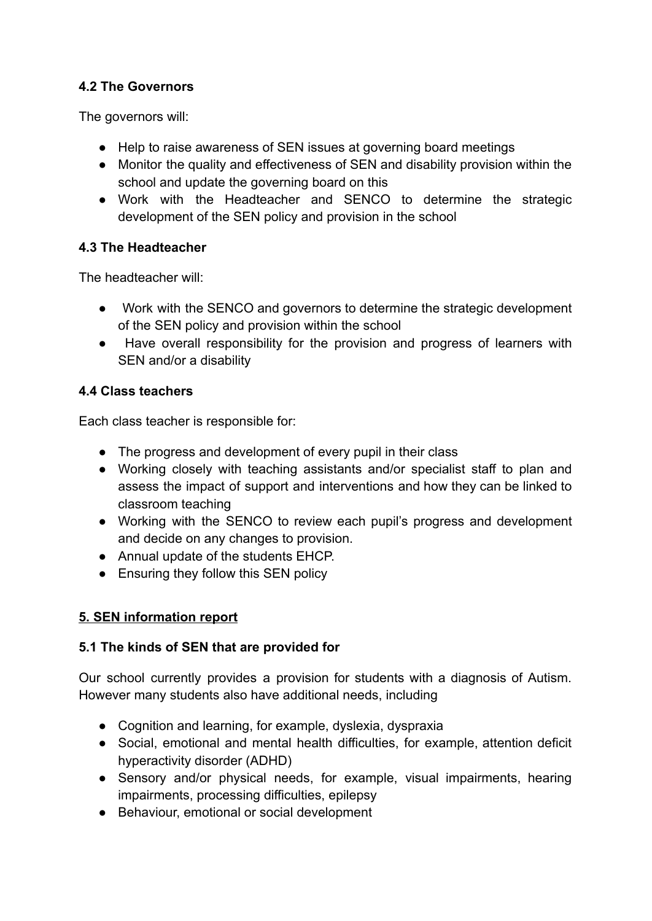### 4.2 The Governors

The governors will:

- Help to raise awareness of SEN issues at governing board meetings
- Monitor the quality and effectiveness of SEN and disability provision within the school and update the governing board on this
- Work with the Headteacher and SENCO to determine the strategic development of the SEN policy and provision in the school

### 4.3 The Headteacher

The headteacher will:

- Work with the SENCO and governors to determine the strategic development of the SEN policy and provision within the school
- Have overall responsibility for the provision and progress of learners with SEN and/or a disability

### 4.4 Class teachers

Each class teacher is responsible for:

- The progress and development of every pupil in their class
- Working closely with teaching assistants and/or specialist staff to plan and assess the impact of support and interventions and how they can be linked to classroom teaching
- Working with the SENCO to review each pupil's progress and development and decide on any changes to provision.
- Annual update of the students EHCP.
- Ensuring they follow this SEN policy

## 5. SEN information report

### 5.1 The kinds of SEN that are provided for

Our school currently provides a provision for students with a diagnosis of Autism. However many students also have additional needs, including

- Cognition and learning, for example, dyslexia, dyspraxia
- Social, emotional and mental health difficulties, for example, attention deficit hyperactivity disorder (ADHD)
- Sensory and/or physical needs, for example, visual impairments, hearing impairments, processing difficulties, epilepsy
- Behaviour, emotional or social development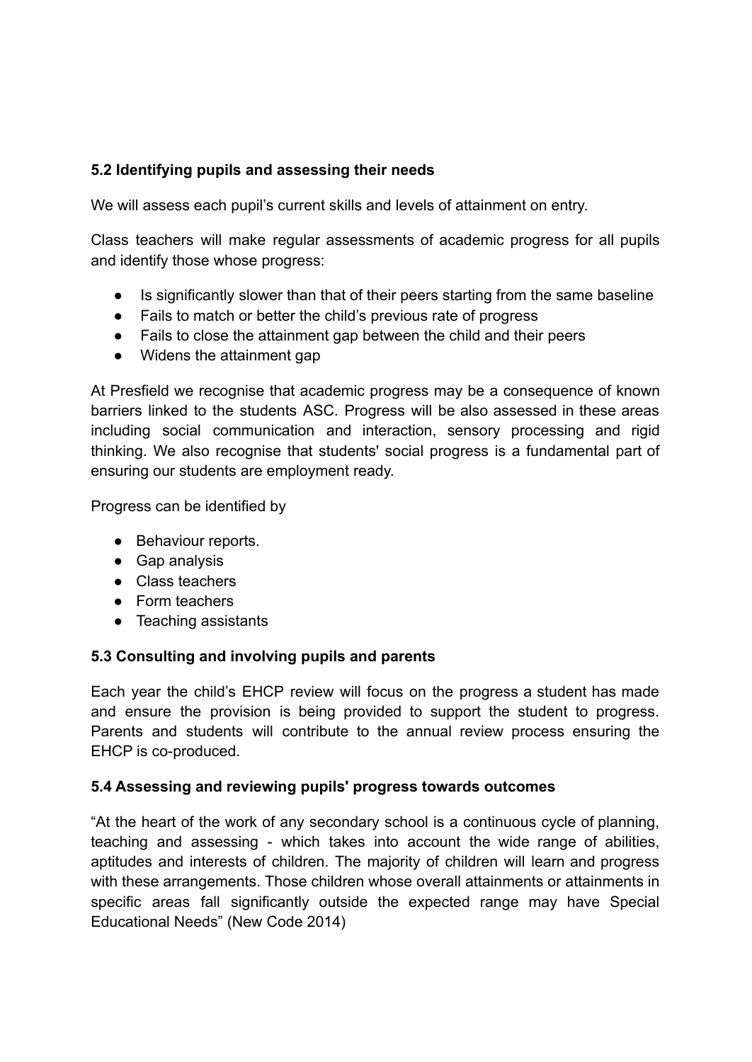### 5.2 Identifying pupils and assessing their needs

We will assess each pupil's current skills and levels of attainment on entry.

Class teachers will make regular assessments of academic progress for all pupils and identify those whose progress:

- Is significantly slower than that of their peers starting from the same baseline
- Fails to match or better the child's previous rate of progress
- Fails to close the attainment gap between the child and their peers
- Widens the attainment gap

At Presfield we recognise that academic progress may be a consequence of known barriers linked to the students ASC. Progress will be also assessed in these areas including social communication and interaction, sensory processing and rigid thinking. We also recognise that students' social progress is a fundamental part of ensuring our students are employment ready.

Progress can be identified by

- Behaviour reports.
- Gap analysis
- Class teachers
- Form teachers
- Teaching assistants

### 5.3 Consulting and involving pupils and parents

Each year the child's EHCP review will focus on the progress a student has made and ensure the provision is being provided to support the student to progress. Parents and students will contribute to the annual review process ensuring the EHCP is co-produced.

### 5.4 Assessing and reviewing pupils' progress towards outcomes

"At the heart of the work of any secondary school is a continuous cycle of planning, teaching and assessing - which takes into account the wide range of abilities, aptitudes and interests of children. The majority of children will learn and progress with these arrangements. Those children whose overall attainments or attainments in specific areas fall significantly outside the expected range may have Special Educational Needs" (New Code 2014)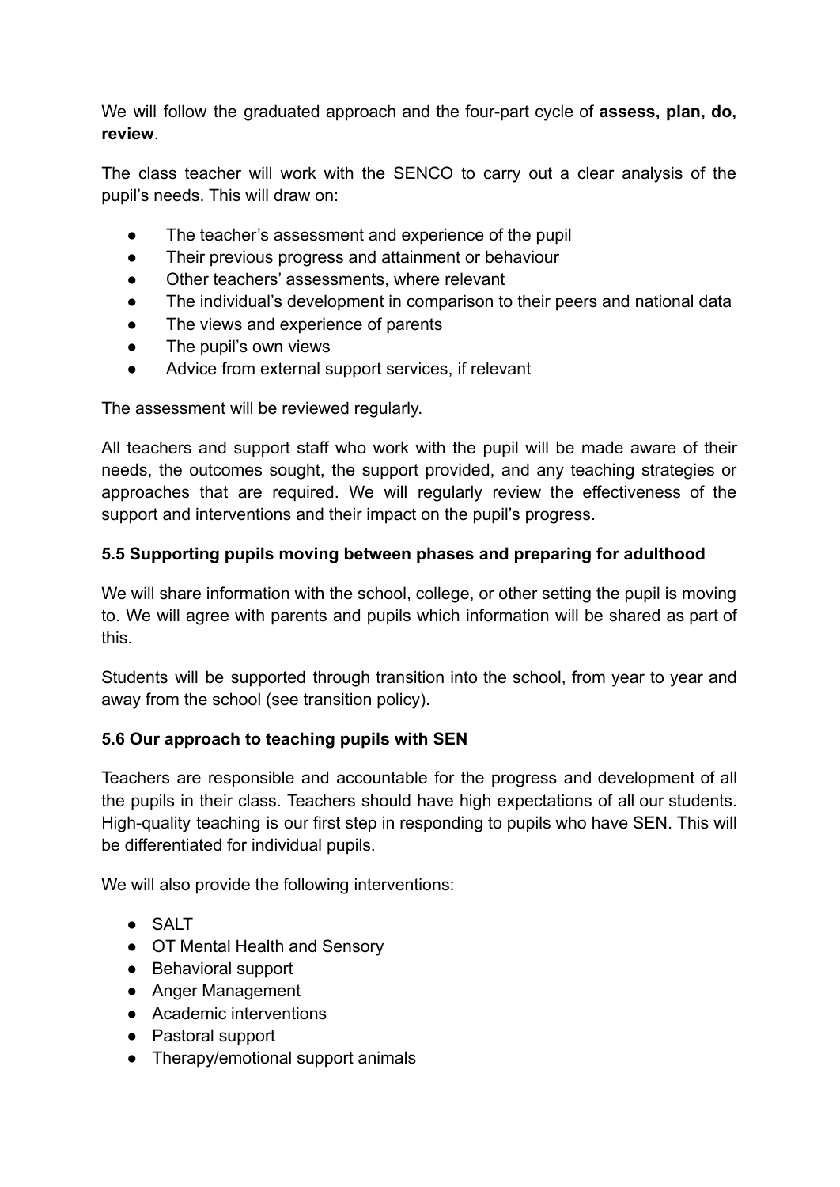We will follow the graduated approach and the four-part cycle of **assess, plan, do, review**.

The class teacher will work with the SENCO to carry out a clear analysis of the pupil's needs. This will draw on:

- The teacher's assessment and experience of the pupil
- Their previous progress and attainment or behaviour
- Other teachers' assessments, where relevant
- The individual's development in comparison to their peers and national data
- The views and experience of parents
- The pupil's own views
- Advice from external support services, if relevant

The assessment will be reviewed regularly.

All teachers and support staff who work with the pupil will be made aware of their needs, the outcomes sought, the support provided, and any teaching strategies or approaches that are required. We will regularly review the effectiveness of the support and interventions and their impact on the pupil's progress.

### 5.5 Supporting pupils moving between phases and preparing for adulthood

We will share information with the school, college, or other setting the pupil is moving to. We will agree with parents and pupils which information will be shared as part of this.

Students will be supported through transition into the school, from year to year and away from the school (see transition policy).

### 5.6 Our approach to teaching pupils with SEN

Teachers are responsible and accountable for the progress and development of all the pupils in their class. Teachers should have high expectations of all our students. High-quality teaching is our first step in responding to pupils who have SEN. This will be differentiated for individual pupils.

We will also provide the following interventions:

- SALT
- OT Mental Health and Sensory
- Behavioral support
- Anger Management
- Academic interventions
- Pastoral support
- Therapy/emotional support animals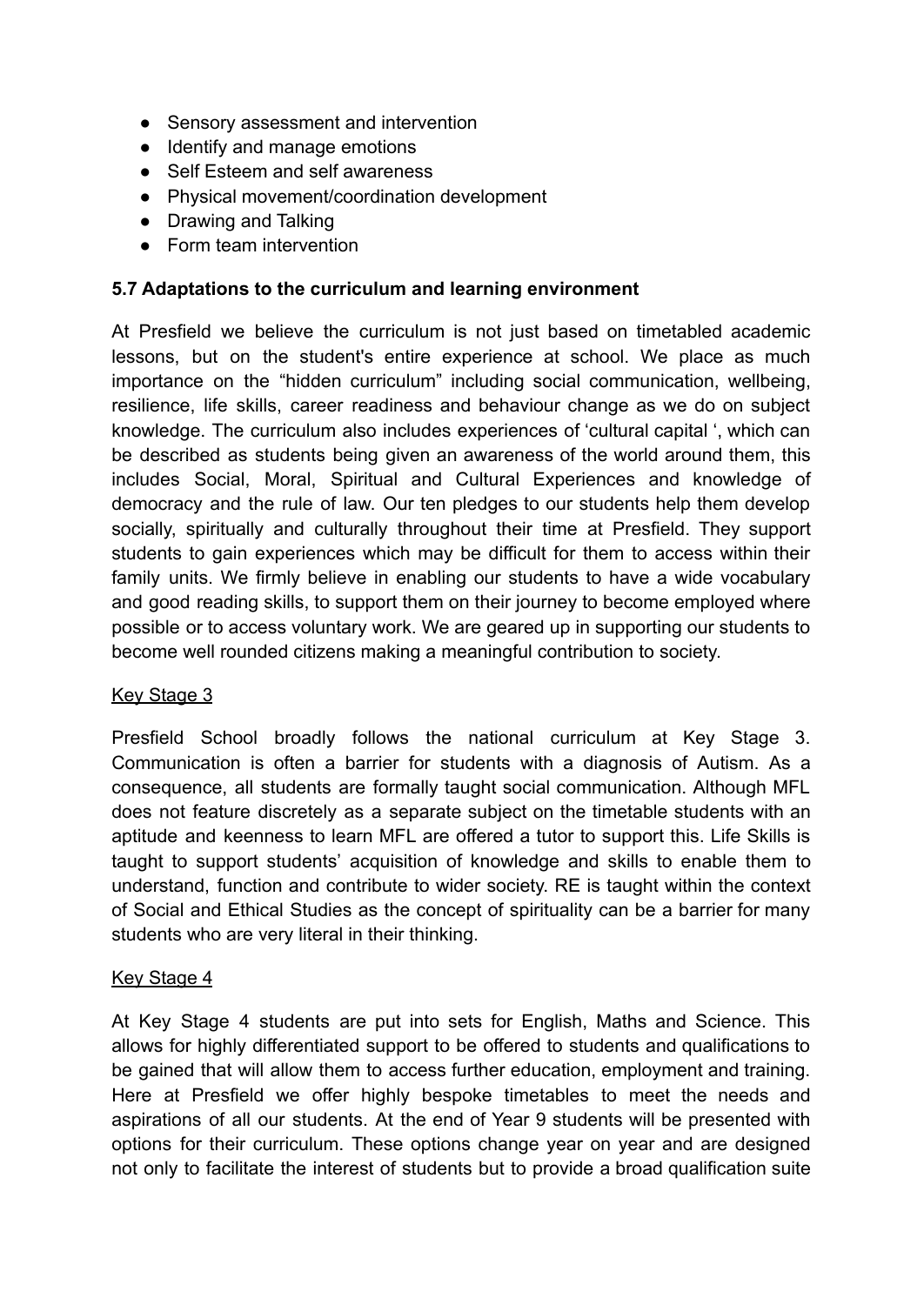- Sensory assessment and intervention
- Identify and manage emotions
- Self Esteem and self awareness
- Physical movement/coordination development
- Drawing and Talking
- Form team intervention

### 5.7 Adaptations to the curriculum and learning environment

At Presfield we believe the curriculum is not just based on timetabled academic lessons, but on the student's entire experience at school. We place as much importance on the "hidden curriculum" including social communication, wellbeing, resilience, life skills, career readiness and behaviour change as we do on subject knowledge. The curriculum also includes experiences of 'cultural capital ', which can be described as students being given an awareness of the world around them, this includes Social, Moral, Spiritual and Cultural Experiences and knowledge of democracy and the rule of law. Our ten pledges to our students help them develop socially, spiritually and culturally throughout their time at Presfield. They support students to gain experiences which may be difficult for them to access within their family units. We firmly believe in enabling our students to have a wide vocabulary and good reading skills, to support them on their journey to become employed where possible or to access voluntary work. We are geared up in supporting our students to become well rounded citizens making a meaningful contribution to society.

<u>Key Stage 3</u>

Presfield School broadly follows the national curriculum at Key Stage 3. Communication is often a barrier for students with a diagnosis of Autism. As a consequence, all students are formally taught social communication. Although MFL does not feature discretely as a separate subject on the timetable students with an aptitude and keenness to learn MFL are offered a tutor to support this. Life Skills is taught to support students' acquisition of knowledge and skills to enable them to understand, function and contribute to wider society. RE is taught within the context of Social and Ethical Studies as the concept of spirituality can be a barrier for many students who are very literal in their thinking.

<u>Key Stage 4</u>

At Key Stage 4 students are put into sets for English, Maths and Science. This allows for highly differentiated support to be offered to students and qualifications to be gained that will allow them to access further education, employment and training. Here at Presfield we offer highly bespoke timetables to meet the needs and aspirations of all our students. At the end of Year 9 students will be presented with options for their curriculum. These options change year on year and are designed not only to facilitate the interest of students but to provide a broad qualification suite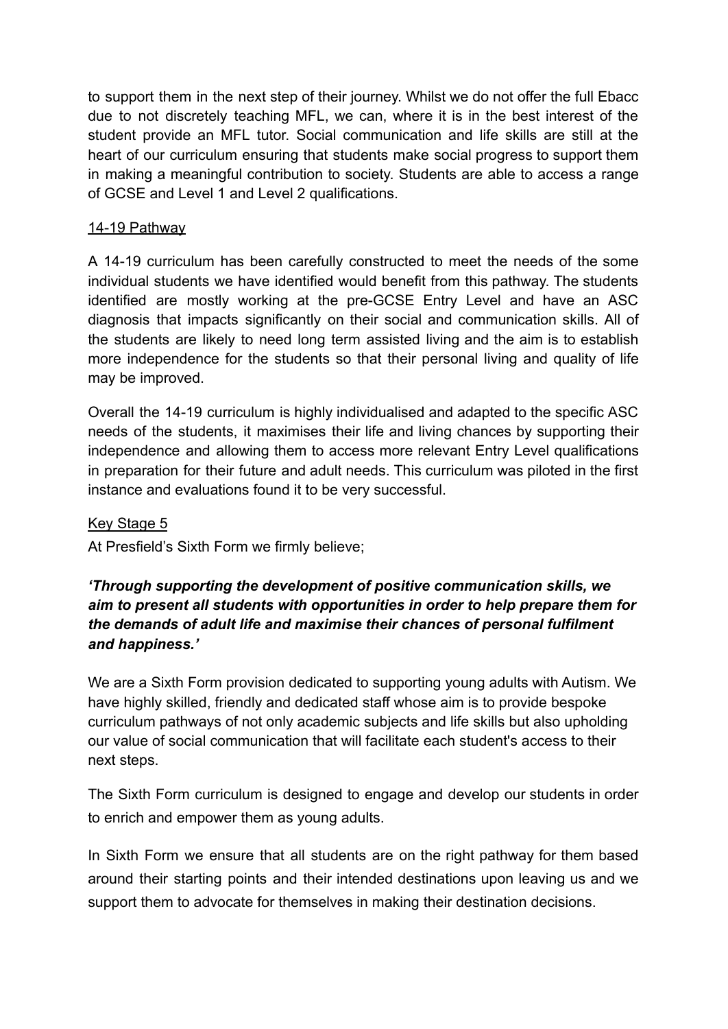to support them in the next step of their journey. Whilst we do not offer the full Ebacc due to not discretely teaching MFL, we can, where it is in the best interest of the student provide an MFL tutor. Social communication and life skills are still at the heart of our curriculum ensuring that students make social progress to support them in making a meaningful contribution to society. Students are able to access a range of GCSE and Level 1 and Level 2 qualifications.

### 14-19 Pathway

A 14-19 curriculum has been carefully constructed to meet the needs of the some individual students we have identified would benefit from this pathway. The students identified are mostly working at the pre-GCSE Entry Level and have an ASC diagnosis that impacts significantly on their social and communication skills. All of the students are likely to need long term assisted living and the aim is to establish more independence for the students so that their personal living and quality of life may be improved.

Overall the 14-19 curriculum is highly individualised and adapted to the specific ASC needs of the students, it maximises their life and living chances by supporting their independence and allowing them to access more relevant Entry Level qualifications in preparation for their future and adult needs. This curriculum was piloted in the first instance and evaluations found it to be very successful.

### Key Stage 5

At Presfield's Sixth Form we firmly believe;

***'Through supporting the development of positive communication skills, we aim to present all students with opportunities in order to help prepare them for the demands of adult life and maximise their chances of personal fulfilment and happiness.'***

We are a Sixth Form provision dedicated to supporting young adults with Autism. We have highly skilled, friendly and dedicated staff whose aim is to provide bespoke curriculum pathways of not only academic subjects and life skills but also upholding our value of social communication that will facilitate each student's access to their next steps.

The Sixth Form curriculum is designed to engage and develop our students in order to enrich and empower them as young adults.

In Sixth Form we ensure that all students are on the right pathway for them based around their starting points and their intended destinations upon leaving us and we support them to advocate for themselves in making their destination decisions.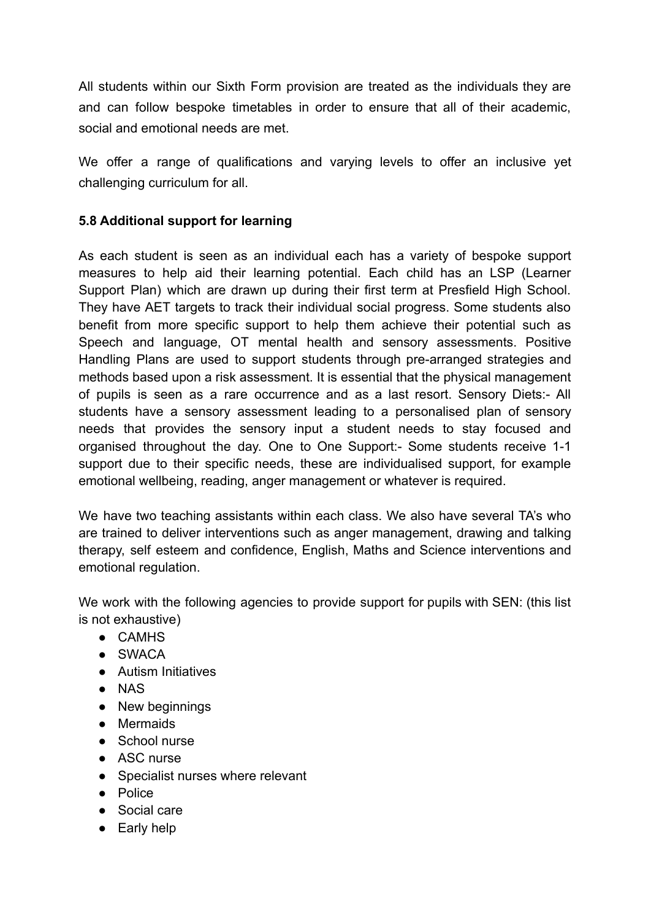All students within our Sixth Form provision are treated as the individuals they are and can follow bespoke timetables in order to ensure that all of their academic, social and emotional needs are met.

We offer a range of qualifications and varying levels to offer an inclusive yet challenging curriculum for all.

**5.8 Additional support for learning**

As each student is seen as an individual each has a variety of bespoke support measures to help aid their learning potential. Each child has an LSP (Learner Support Plan) which are drawn up during their first term at Presfield High School. They have AET targets to track their individual social progress. Some students also benefit from more specific support to help them achieve their potential such as Speech and language, OT mental health and sensory assessments. Positive Handling Plans are used to support students through pre-arranged strategies and methods based upon a risk assessment. It is essential that the physical management of pupils is seen as a rare occurrence and as a last resort. Sensory Diets:- All students have a sensory assessment leading to a personalised plan of sensory needs that provides the sensory input a student needs to stay focused and organised throughout the day. One to One Support:- Some students receive 1-1 support due to their specific needs, these are individualised support, for example emotional wellbeing, reading, anger management or whatever is required.

We have two teaching assistants within each class. We also have several TA's who are trained to deliver interventions such as anger management, drawing and talking therapy, self esteem and confidence, English, Maths and Science interventions and emotional regulation.

We work with the following agencies to provide support for pupils with SEN: (this list is not exhaustive)

- CAMHS
- SWACA
- Autism Initiatives
- NAS
- New beginnings
- Mermaids
- School nurse
- ASC nurse
- Specialist nurses where relevant
- Police
- Social care
- Early help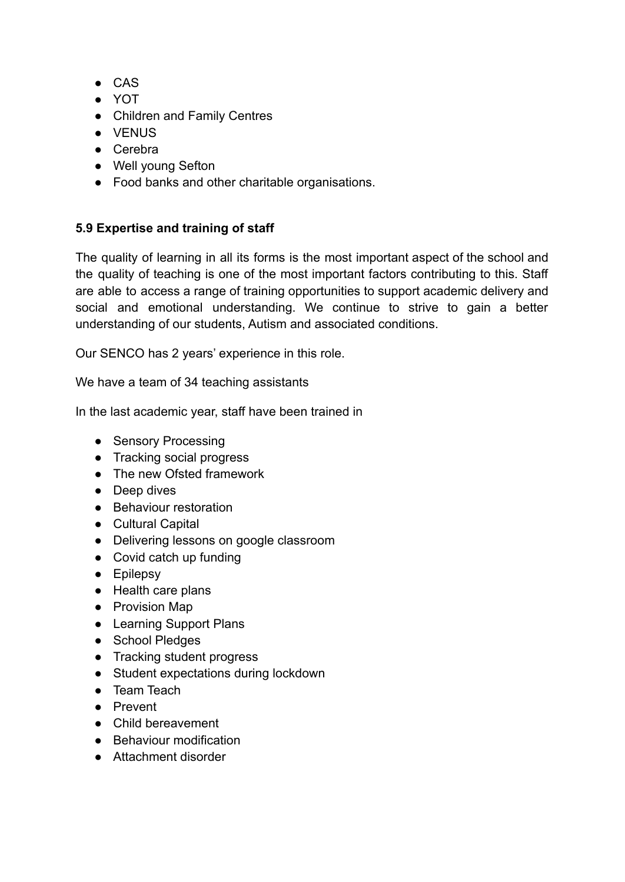- CAS
- YOT
- Children and Family Centres
- VENUS
- Cerebra
- Well young Sefton
- Food banks and other charitable organisations.

**5.9 Expertise and training of staff**

The quality of learning in all its forms is the most important aspect of the school and the quality of teaching is one of the most important factors contributing to this. Staff are able to access a range of training opportunities to support academic delivery and social and emotional understanding. We continue to strive to gain a better understanding of our students, Autism and associated conditions.

Our SENCO has 2 years' experience in this role.

We have a team of 34 teaching assistants

In the last academic year, staff have been trained in

- Sensory Processing
- Tracking social progress
- The new Ofsted framework
- Deep dives
- Behaviour restoration
- Cultural Capital
- Delivering lessons on google classroom
- Covid catch up funding
- Epilepsy
- Health care plans
- Provision Map
- Learning Support Plans
- School Pledges
- Tracking student progress
- Student expectations during lockdown
- Team Teach
- Prevent
- Child bereavement
- Behaviour modification
- Attachment disorder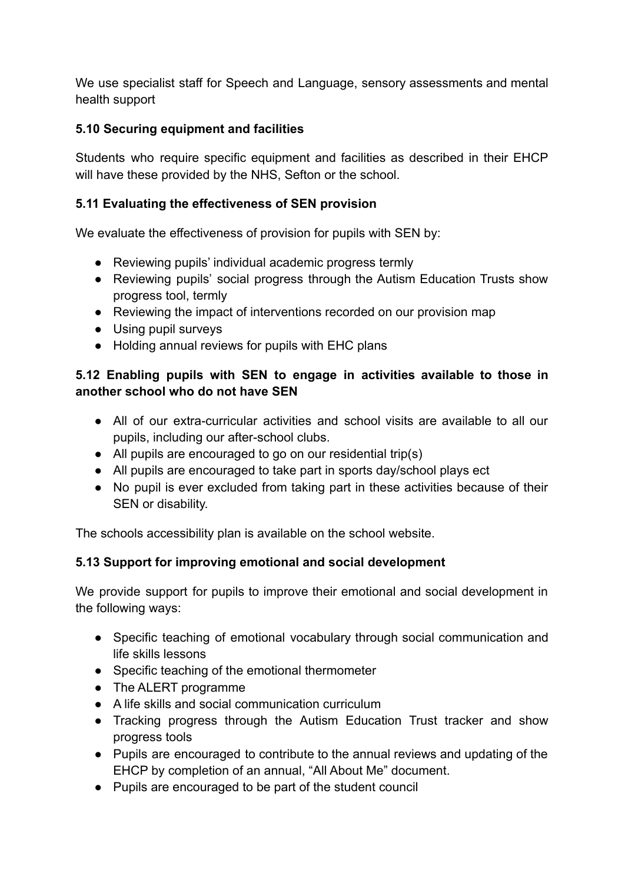We use specialist staff for Speech and Language, sensory assessments and mental health support

### 5.10 Securing equipment and facilities

Students who require specific equipment and facilities as described in their EHCP will have these provided by the NHS, Sefton or the school.

### 5.11 Evaluating the effectiveness of SEN provision

We evaluate the effectiveness of provision for pupils with SEN by:

- Reviewing pupils' individual academic progress termly
- Reviewing pupils' social progress through the Autism Education Trusts show progress tool, termly
- Reviewing the impact of interventions recorded on our provision map
- Using pupil surveys
- Holding annual reviews for pupils with EHC plans

### 5.12 Enabling pupils with SEN to engage in activities available to those in another school who do not have SEN

- All of our extra-curricular activities and school visits are available to all our pupils, including our after-school clubs.
- All pupils are encouraged to go on our residential trip(s)
- All pupils are encouraged to take part in sports day/school plays ect
- No pupil is ever excluded from taking part in these activities because of their SEN or disability.

The schools accessibility plan is available on the school website.

### 5.13 Support for improving emotional and social development

We provide support for pupils to improve their emotional and social development in the following ways:

- Specific teaching of emotional vocabulary through social communication and life skills lessons
- Specific teaching of the emotional thermometer
- The ALERT programme
- A life skills and social communication curriculum
- Tracking progress through the Autism Education Trust tracker and show progress tools
- Pupils are encouraged to contribute to the annual reviews and updating of the EHCP by completion of an annual, "All About Me" document.
- Pupils are encouraged to be part of the student council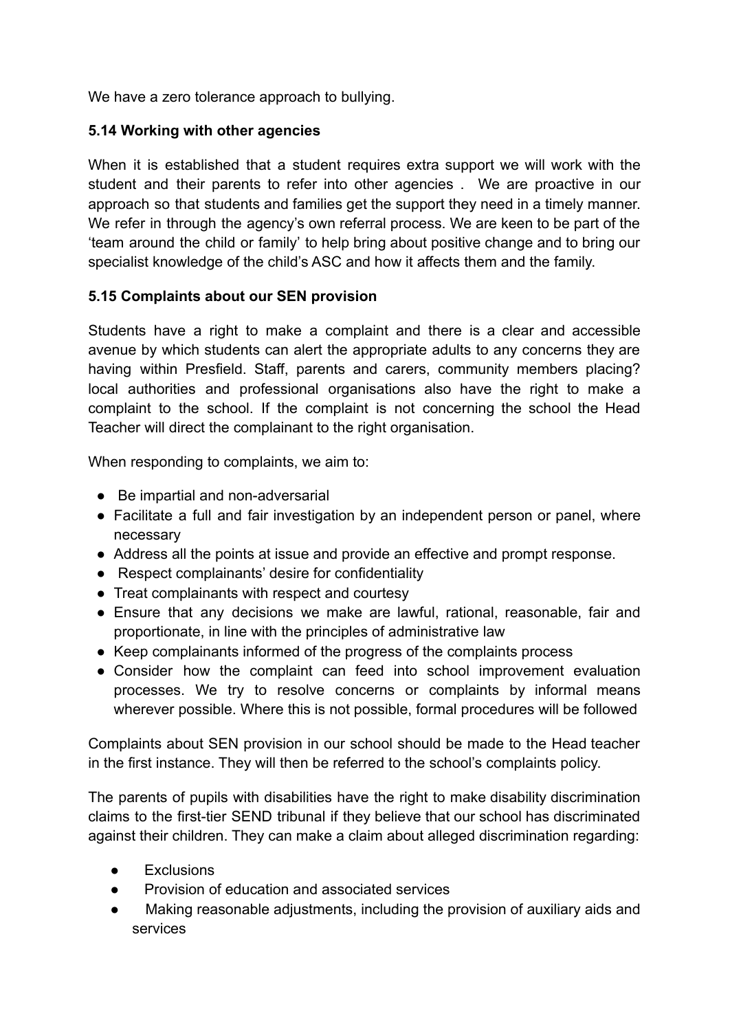We have a zero tolerance approach to bullying.

### 5.14 Working with other agencies

When it is established that a student requires extra support we will work with the student and their parents to refer into other agencies . We are proactive in our approach so that students and families get the support they need in a timely manner. We refer in through the agency's own referral process. We are keen to be part of the 'team around the child or family' to help bring about positive change and to bring our specialist knowledge of the child's ASC and how it affects them and the family.

### 5.15 Complaints about our SEN provision

Students have a right to make a complaint and there is a clear and accessible avenue by which students can alert the appropriate adults to any concerns they are having within Presfield. Staff, parents and carers, community members placing? local authorities and professional organisations also have the right to make a complaint to the school. If the complaint is not concerning the school the Head Teacher will direct the complainant to the right organisation.

When responding to complaints, we aim to:

- Be impartial and non-adversarial
- Facilitate a full and fair investigation by an independent person or panel, where necessary
- Address all the points at issue and provide an effective and prompt response.
- Respect complainants' desire for confidentiality
- Treat complainants with respect and courtesy
- Ensure that any decisions we make are lawful, rational, reasonable, fair and proportionate, in line with the principles of administrative law
- Keep complainants informed of the progress of the complaints process
- Consider how the complaint can feed into school improvement evaluation processes. We try to resolve concerns or complaints by informal means wherever possible. Where this is not possible, formal procedures will be followed

Complaints about SEN provision in our school should be made to the Head teacher in the first instance. They will then be referred to the school's complaints policy.

The parents of pupils with disabilities have the right to make disability discrimination claims to the first-tier SEND tribunal if they believe that our school has discriminated against their children. They can make a claim about alleged discrimination regarding:

- Exclusions
- Provision of education and associated services
- Making reasonable adjustments, including the provision of auxiliary aids and services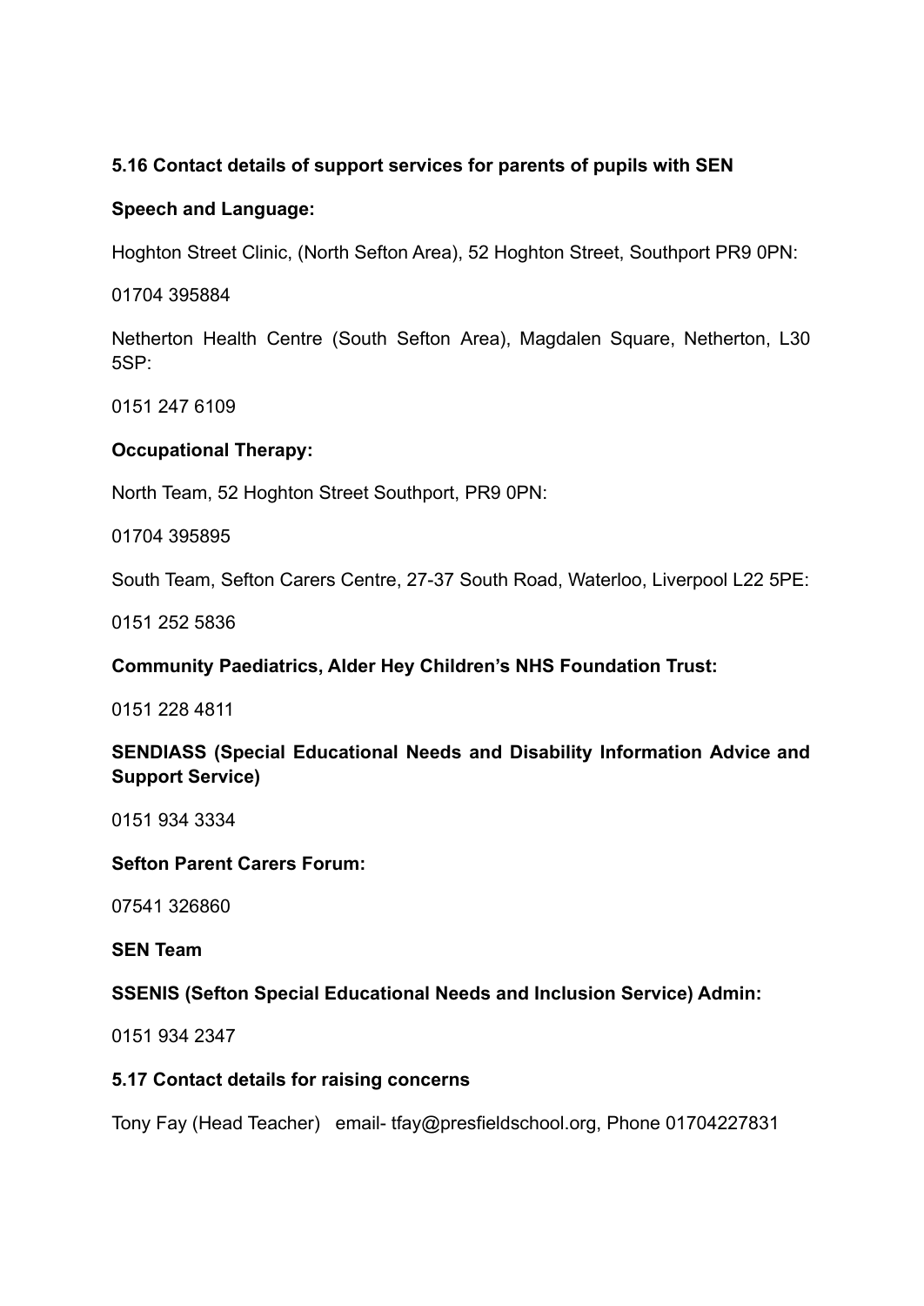**5.16 Contact details of support services for parents of pupils with SEN**

**Speech and Language:**

Hoghton Street Clinic, (North Sefton Area), 52 Hoghton Street, Southport PR9 0PN:

01704 395884

Netherton Health Centre (South Sefton Area), Magdalen Square, Netherton, L30 5SP:

0151 247 6109

**Occupational Therapy:**

North Team, 52 Hoghton Street Southport, PR9 0PN:

01704 395895

South Team, Sefton Carers Centre, 27-37 South Road, Waterloo, Liverpool L22 5PE:

0151 252 5836

**Community Paediatrics, Alder Hey Children's NHS Foundation Trust:**

0151 228 4811

**SENDIASS (Special Educational Needs and Disability Information Advice and Support Service)**

0151 934 3334

**Sefton Parent Carers Forum:**

07541 326860

**SEN Team**

**SSENIS (Sefton Special Educational Needs and Inclusion Service) Admin:**

0151 934 2347

**5.17 Contact details for raising concerns**

Tony Fay (Head Teacher) email- tfay@presfieldschool.org, Phone 01704227831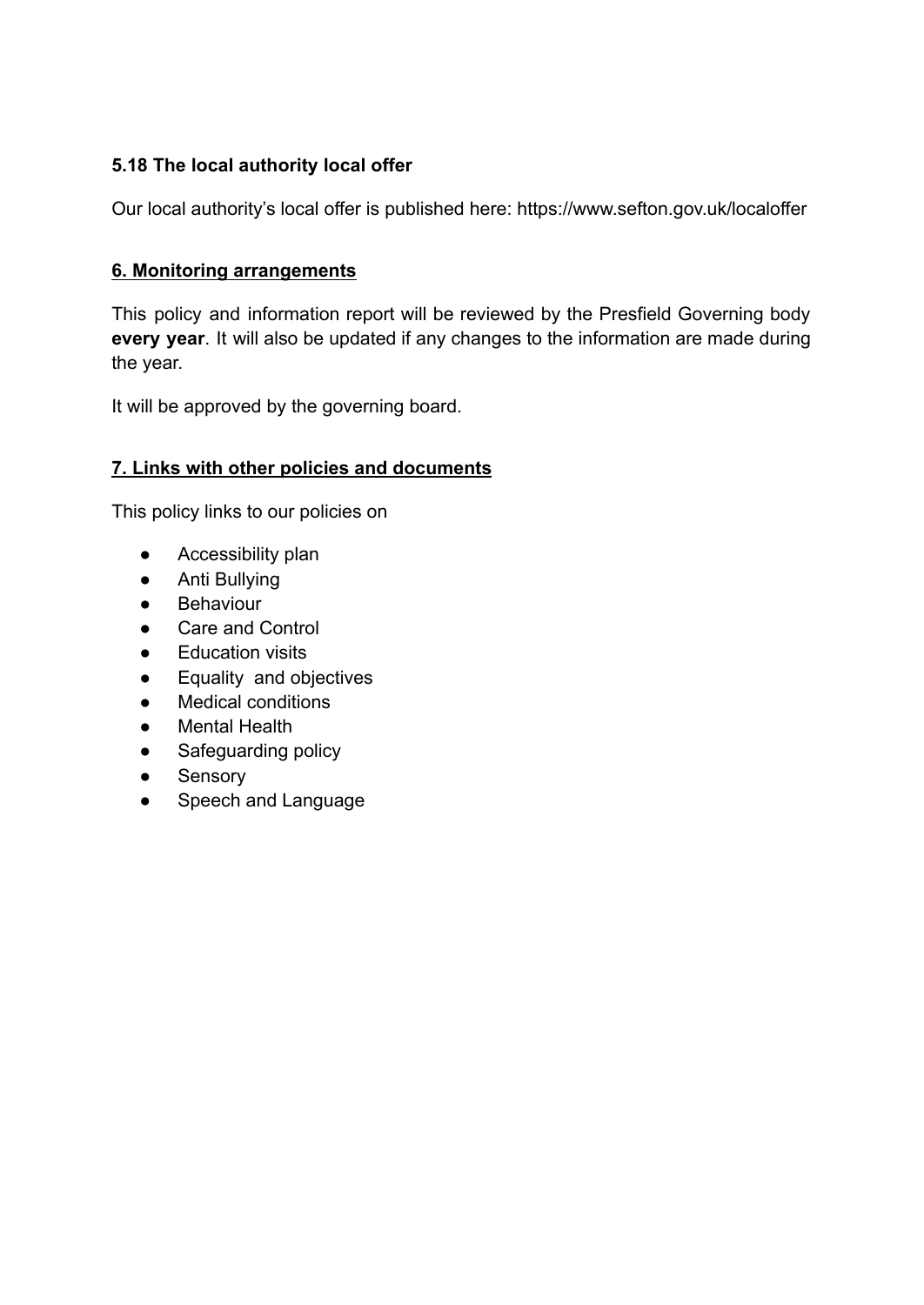### 5.18 The local authority local offer

Our local authority's local offer is published here: https://www.sefton.gov.uk/localoffer

## 6. Monitoring arrangements

This policy and information report will be reviewed by the Presfield Governing body **every year**. It will also be updated if any changes to the information are made during the year.

It will be approved by the governing board.

## 7. Links with other policies and documents

This policy links to our policies on

- Accessibility plan
- Anti Bullying
- Behaviour
- Care and Control
- Education visits
- Equality  and objectives
- Medical conditions
- Mental Health
- Safeguarding policy
- Sensory
- Speech and Language